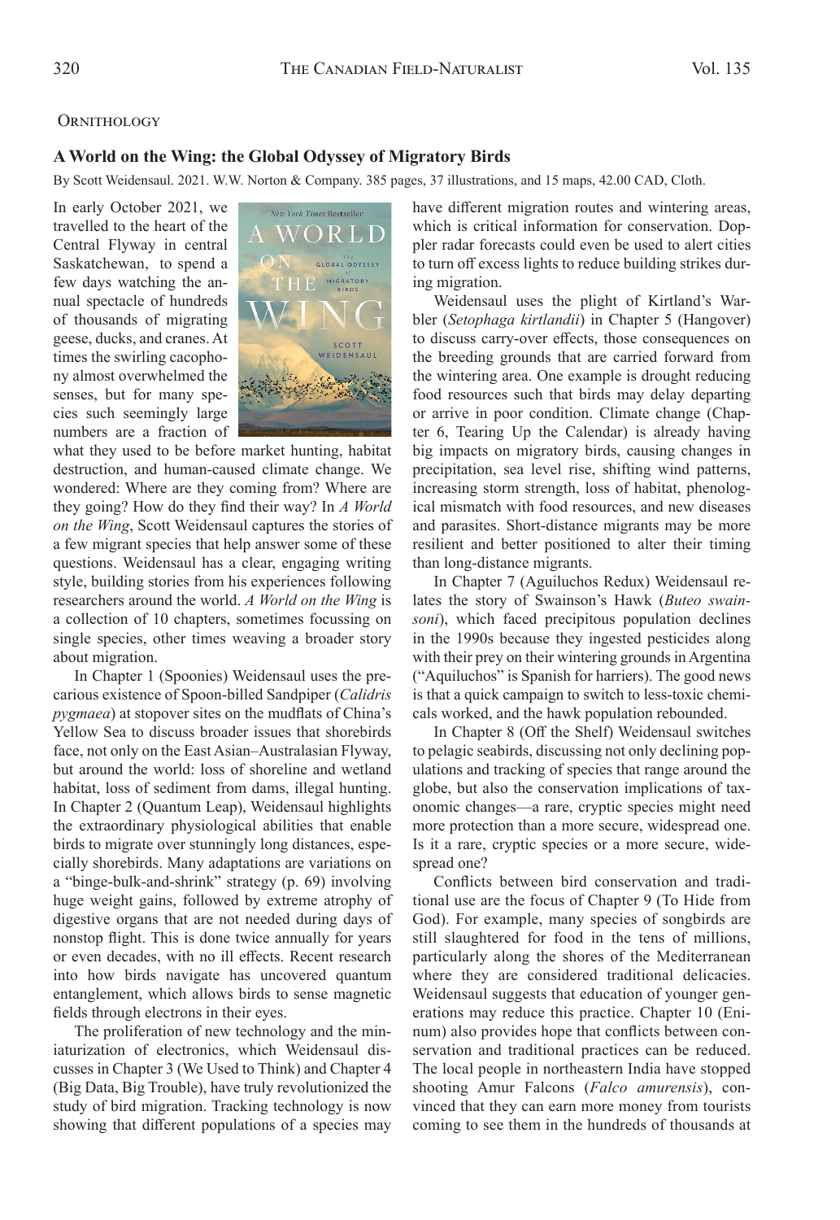## Ornithology

### A World on the Wing: the Global Odyssey of Migratory Birds

By Scott Weidensaul. 2021. W.W. Norton & Company. 385 pages, 37 illustrations, and 15 maps, 42.00 CAD, Cloth.

In early October 2021, we travelled to the heart of the Central Flyway in central Saskatchewan, to spend a few days watching the annual spectacle of hundreds of thousands of migrating geese, ducks, and cranes. At times the swirling cacophony almost overwhelmed the senses, but for many species such seemingly large numbers are a fraction of what they used to be before market hunting, habitat destruction, and human-caused climate change. We wondered: Where are they coming from? Where are they going? How do they find their way? In *A World on the Wing*, Scott Weidensaul captures the stories of a few migrant species that help answer some of these questions. Weidensaul has a clear, engaging writing style, building stories from his experiences following researchers around the world. *A World on the Wing* is a collection of 10 chapters, sometimes focussing on single species, other times weaving a broader story about migration.

In Chapter 1 (Spoonies) Weidensaul uses the precarious existence of Spoon-billed Sandpiper (*Calidris pygmaea*) at stopover sites on the mudflats of China's Yellow Sea to discuss broader issues that shorebirds face, not only on the East Asian–Australasian Flyway, but around the world: loss of shoreline and wetland habitat, loss of sediment from dams, illegal hunting. In Chapter 2 (Quantum Leap), Weidensaul highlights the extraordinary physiological abilities that enable birds to migrate over stunningly long distances, especially shorebirds. Many adaptations are variations on a "binge-bulk-and-shrink" strategy (p. 69) involving huge weight gains, followed by extreme atrophy of digestive organs that are not needed during days of nonstop flight. This is done twice annually for years or even decades, with no ill effects. Recent research into how birds navigate has uncovered quantum entanglement, which allows birds to sense magnetic fields through electrons in their eyes.

The proliferation of new technology and the miniaturization of electronics, which Weidensaul discusses in Chapter 3 (We Used to Think) and Chapter 4 (Big Data, Big Trouble), have truly revolutionized the study of bird migration. Tracking technology is now showing that different populations of a species may have different migration routes and wintering areas, which is critical information for conservation. Doppler radar forecasts could even be used to alert cities to turn off excess lights to reduce building strikes during migration.

Weidensaul uses the plight of Kirtland's Warbler (*Setophaga kirtlandii*) in Chapter 5 (Hangover) to discuss carry-over effects, those consequences on the breeding grounds that are carried forward from the wintering area. One example is drought reducing food resources such that birds may delay departing or arrive in poor condition. Climate change (Chapter 6, Tearing Up the Calendar) is already having big impacts on migratory birds, causing changes in precipitation, sea level rise, shifting wind patterns, increasing storm strength, loss of habitat, phenological mismatch with food resources, and new diseases and parasites. Short-distance migrants may be more resilient and better positioned to alter their timing than long-distance migrants.

In Chapter 7 (Aguiluchos Redux) Weidensaul relates the story of Swainson's Hawk (*Buteo swainsoni*), which faced precipitous population declines in the 1990s because they ingested pesticides along with their prey on their wintering grounds in Argentina ("Aguiluchos" is Spanish for harriers). The good news is that a quick campaign to switch to less-toxic chemicals worked, and the hawk population rebounded.

In Chapter 8 (Off the Shelf) Weidensaul switches to pelagic seabirds, discussing not only declining populations and tracking of species that range around the globe, but also the conservation implications of taxonomic changes—a rare, cryptic species might need more protection than a more secure, widespread one. Is it a rare, cryptic species or a more secure, widespread one?

Conflicts between bird conservation and traditional use are the focus of Chapter 9 (To Hide from God). For example, many species of songbirds are still slaughtered for food in the tens of millions, particularly along the shores of the Mediterranean where they are considered traditional delicacies. Weidensaul suggests that education of younger generations may reduce this practice. Chapter 10 (Eninum) also provides hope that conflicts between conservation and traditional practices can be reduced. The local people in northeastern India have stopped shooting Amur Falcons (*Falco amurensis*), convinced that they can earn more money from tourists coming to see them in the hundreds of thousands at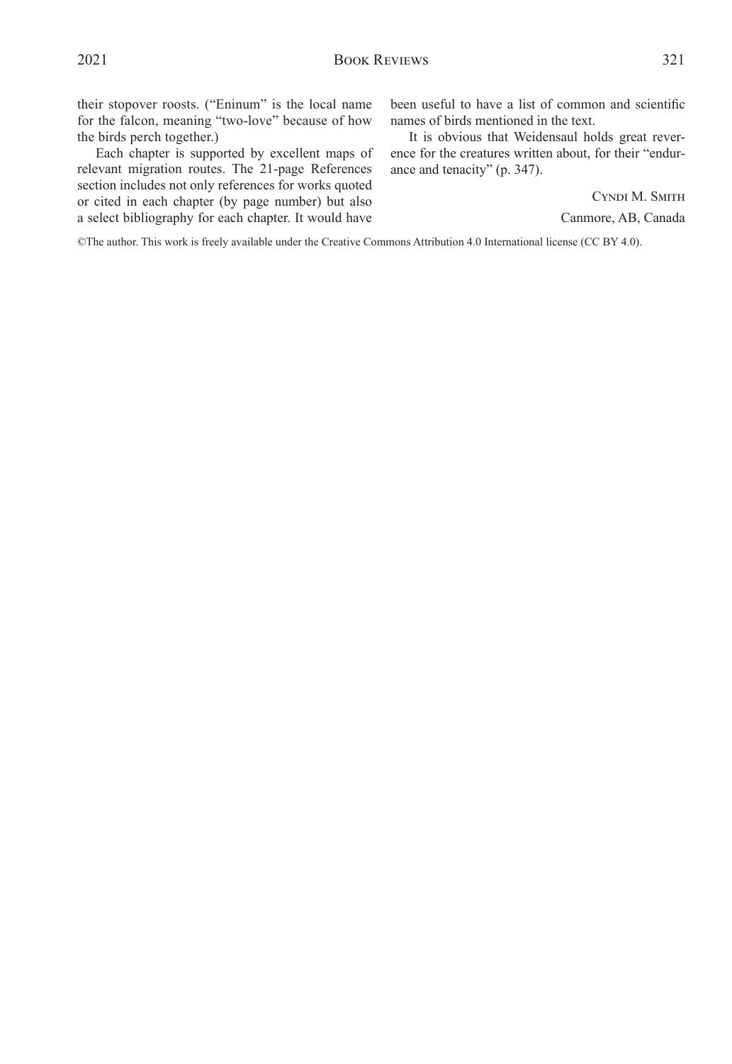their stopover roosts. ("Eninum" is the local name for the falcon, meaning "two-love" because of how the birds perch together.)

Each chapter is supported by excellent maps of relevant migration routes. The 21-page References section includes not only references for works quoted or cited in each chapter (by page number) but also a select bibliography for each chapter. It would have been useful to have a list of common and scientific names of birds mentioned in the text.

It is obvious that Weidensaul holds great reverence for the creatures written about, for their "endurance and tenacity" (p. 347).

Cyndi M. Smith

Canmore, AB, Canada

©The author. This work is freely available under the Creative Commons Attribution 4.0 International license (CC BY 4.0).